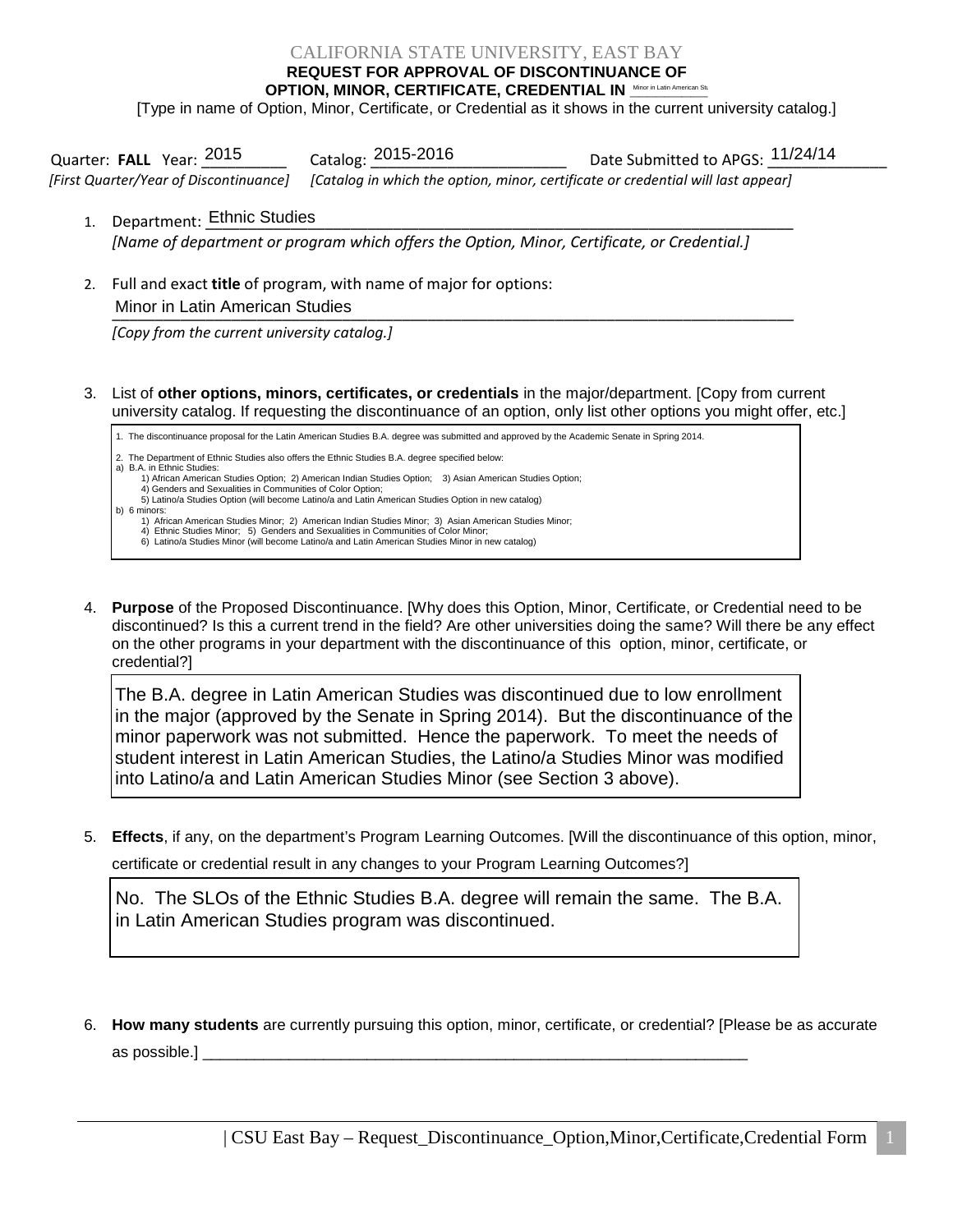# CALIFORNIA STATE UNIVERSITY, EAST BAY

**REQUEST FOR APPROVAL OF DISCONTINUANCE OF**
**OPTION, MINOR, CERTIFICATE, CREDENTIAL IN** Minor in Latin American Stu

[Type in name of Option, Minor, Certificate, or Credential as it shows in the current university catalog.]

Quarter: **FALL** Year: 2015 Catalog: 2015-2016 Date Submitted to APGS: 11/24/14

*[First Quarter/Year of Discontinuance]* *[Catalog in which the option, minor, certificate or credential will last appear]*

1. Department: Ethnic Studies
   *[Name of department or program which offers the Option, Minor, Certificate, or Credential.]*

2. Full and exact **title** of program, with name of major for options:
   Minor in Latin American Studies
   *[Copy from the current university catalog.]*

3. List of **other options, minors, certificates, or credentials** in the major/department. [Copy from current university catalog. If requesting the discontinuance of an option, only list other options you might offer, etc.]

   1. The discontinuance proposal for the Latin American Studies B.A. degree was submitted and approved by the Academic Senate in Spring 2014.

   2. The Department of Ethnic Studies also offers the Ethnic Studies B.A. degree specified below:
   a) B.A. in Ethnic Studies:
      1) African American Studies Option; 2) American Indian Studies Option; 3) Asian American Studies Option;
      4) Genders and Sexualities in Communities of Color Option;
      5) Latino/a Studies Option (will become Latino/a and Latin American Studies Option in new catalog)
   b) 6 minors:
      1) African American Studies Minor; 2) American Indian Studies Minor; 3) Asian American Studies Minor;
      4) Ethnic Studies Minor; 5) Genders and Sexualities in Communities of Color Minor;
      6) Latino/a Studies Minor (will become Latino/a and Latin American Studies Minor in new catalog)

4. **Purpose** of the Proposed Discontinuance. [Why does this Option, Minor, Certificate, or Credential need to be discontinued? Is this a current trend in the field? Are other universities doing the same? Will there be any effect on the other programs in your department with the discontinuance of this option, minor, certificate, or credential?]

   The B.A. degree in Latin American Studies was discontinued due to low enrollment in the major (approved by the Senate in Spring 2014). But the discontinuance of the minor paperwork was not submitted. Hence the paperwork. To meet the needs of student interest in Latin American Studies, the Latino/a Studies Minor was modified into Latino/a and Latin American Studies Minor (see Section 3 above).

5. **Effects**, if any, on the department's Program Learning Outcomes. [Will the discontinuance of this option, minor, certificate or credential result in any changes to your Program Learning Outcomes?]

   No. The SLOs of the Ethnic Studies B.A. degree will remain the same. The B.A. in Latin American Studies program was discontinued.

6. **How many students** are currently pursuing this option, minor, certificate, or credential? [Please be as accurate as possible.] ______________________________________________________________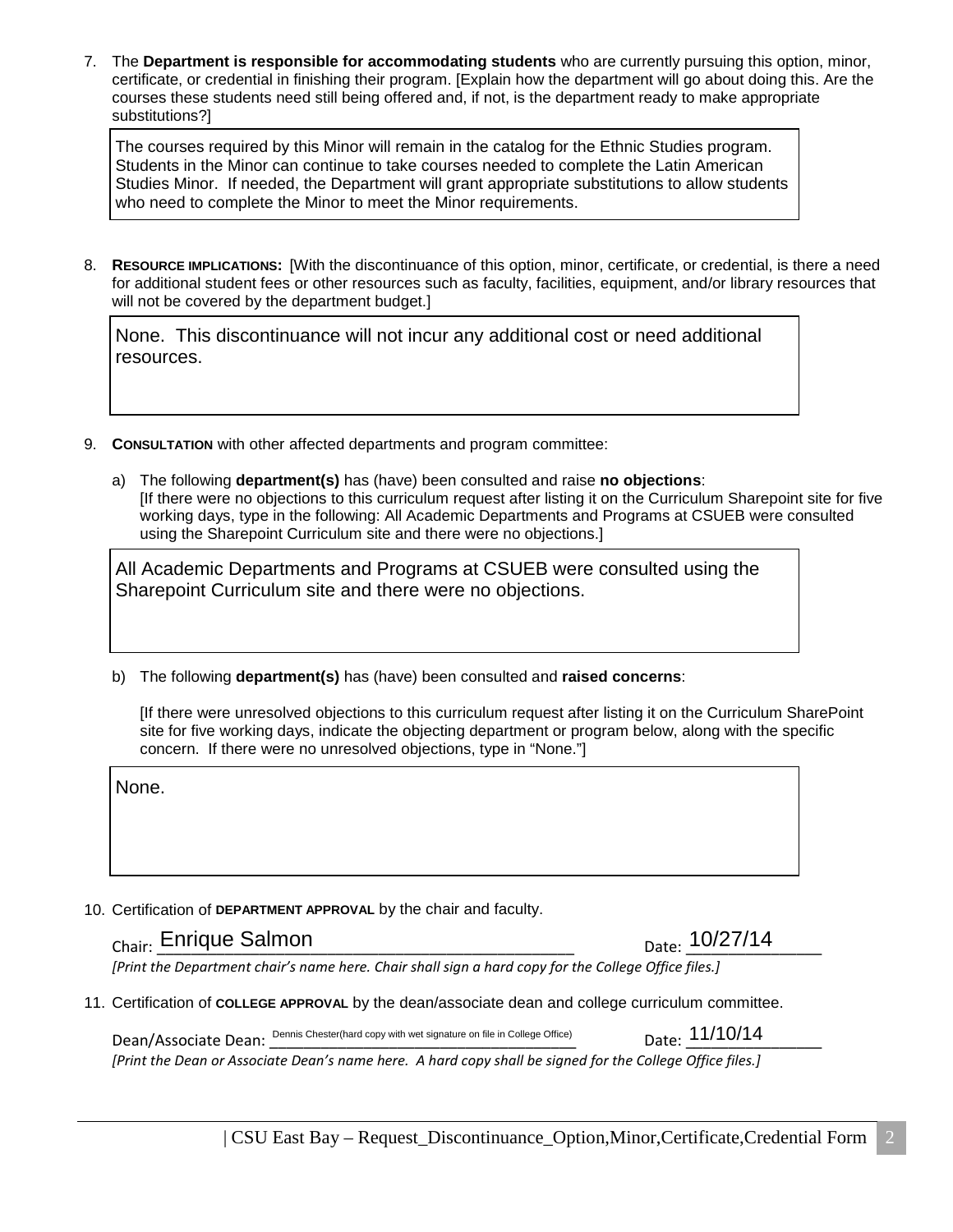7. The **Department is responsible for accommodating students** who are currently pursuing this option, minor, certificate, or credential in finishing their program. [Explain how the department will go about doing this. Are the courses these students need still being offered and, if not, is the department ready to make appropriate substitutions?]

   The courses required by this Minor will remain in the catalog for the Ethnic Studies program. Students in the Minor can continue to take courses needed to complete the Latin American Studies Minor. If needed, the Department will grant appropriate substitutions to allow students who need to complete the Minor to meet the Minor requirements.

8. **RESOURCE IMPLICATIONS:** [With the discontinuance of this option, minor, certificate, or credential, is there a need for additional student fees or other resources such as faculty, facilities, equipment, and/or library resources that will not be covered by the department budget.]

   None. This discontinuance will not incur any additional cost or need additional resources.

9. **CONSULTATION** with other affected departments and program committee:

   a) The following **department(s)** has (have) been consulted and raise **no objections**: [If there were no objections to this curriculum request after listing it on the Curriculum Sharepoint site for five working days, type in the following: All Academic Departments and Programs at CSUEB were consulted using the Sharepoint Curriculum site and there were no objections.]

   All Academic Departments and Programs at CSUEB were consulted using the Sharepoint Curriculum site and there were no objections.

   b) The following **department(s)** has (have) been consulted and **raised concerns**:

   [If there were unresolved objections to this curriculum request after listing it on the Curriculum SharePoint site for five working days, indicate the objecting department or program below, along with the specific concern. If there were no unresolved objections, type in "None."]

   None.

10. Certification of **DEPARTMENT APPROVAL** by the chair and faculty.

    Chair: Enrique Salmon Date: 10/27/14

    *[Print the Department chair's name here. Chair shall sign a hard copy for the College Office files.]*

11. Certification of **COLLEGE APPROVAL** by the dean/associate dean and college curriculum committee.

    Dean/Associate Dean: Dennis Chester(hard copy with wet signature on file in College Office) Date: 11/10/14

    *[Print the Dean or Associate Dean's name here. A hard copy shall be signed for the College Office files.]*